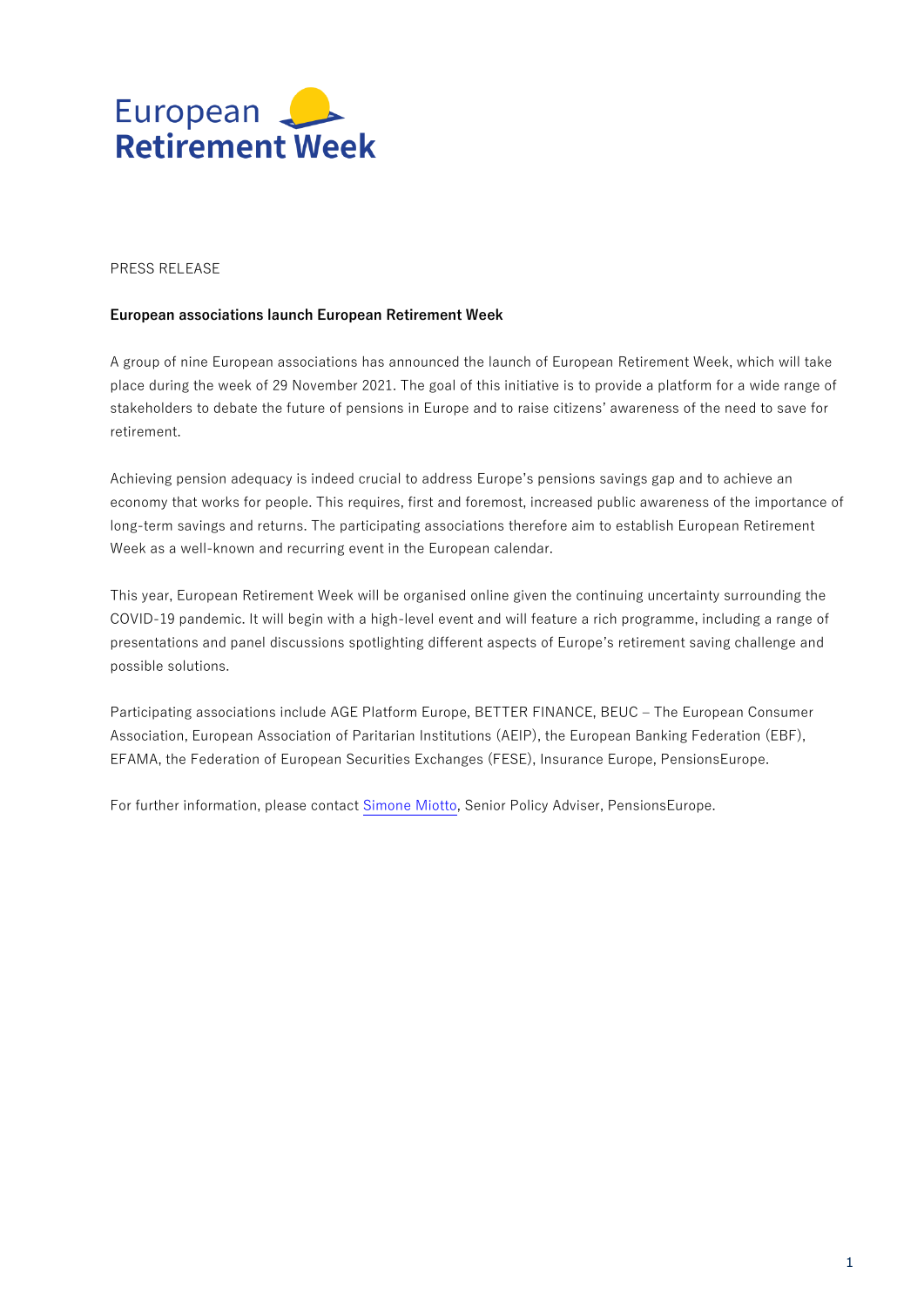European Retirement Week

PRESS RELEASE

**European associations launch European Retirement Week**

A group of nine European associations has announced the launch of European Retirement Week, which will take place during the week of 29 November 2021. The goal of this initiative is to provide a platform for a wide range of stakeholders to debate the future of pensions in Europe and to raise citizens' awareness of the need to save for retirement.

Achieving pension adequacy is indeed crucial to address Europe's pensions savings gap and to achieve an economy that works for people. This requires, first and foremost, increased public awareness of the importance of long-term savings and returns. The participating associations therefore aim to establish European Retirement Week as a well-known and recurring event in the European calendar.

This year, European Retirement Week will be organised online given the continuing uncertainty surrounding the COVID-19 pandemic. It will begin with a high-level event and will feature a rich programme, including a range of presentations and panel discussions spotlighting different aspects of Europe's retirement saving challenge and possible solutions.

Participating associations include AGE Platform Europe, BETTER FINANCE, BEUC – The European Consumer Association, European Association of Paritarian Institutions (AEIP), the European Banking Federation (EBF), EFAMA, the Federation of European Securities Exchanges (FESE), Insurance Europe, PensionsEurope.

For further information, please contact Simone Miotto, Senior Policy Adviser, PensionsEurope.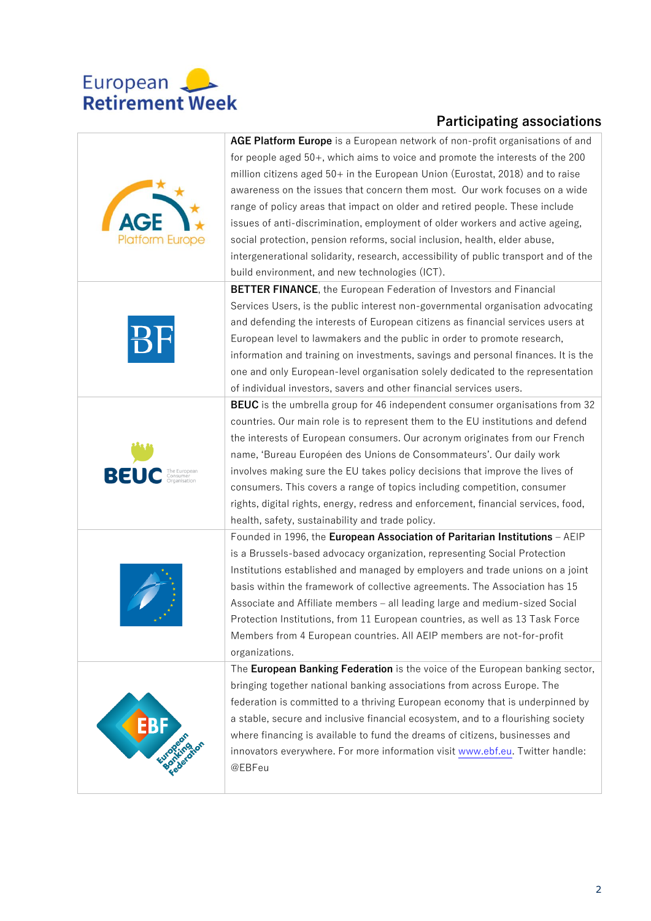## Participating associations

| | |
|---|---|
| | **AGE Platform Europe** is a European network of non-profit organisations of and for people aged 50+, which aims to voice and promote the interests of the 200 million citizens aged 50+ in the European Union (Eurostat, 2018) and to raise awareness on the issues that concern them most. Our work focuses on a wide range of policy areas that impact on older and retired people. These include issues of anti-discrimination, employment of older workers and active ageing, social protection, pension reforms, social inclusion, health, elder abuse, intergenerational solidarity, research, accessibility of public transport and of the build environment, and new technologies (ICT). |
| | **BETTER FINANCE**, the European Federation of Investors and Financial Services Users, is the public interest non-governmental organisation advocating and defending the interests of European citizens as financial services users at European level to lawmakers and the public in order to promote research, information and training on investments, savings and personal finances. It is the one and only European-level organisation solely dedicated to the representation of individual investors, savers and other financial services users. |
| | **BEUC** is the umbrella group for 46 independent consumer organisations from 32 countries. Our main role is to represent them to the EU institutions and defend the interests of European consumers. Our acronym originates from our French name, 'Bureau Européen des Unions de Consommateurs'. Our daily work involves making sure the EU takes policy decisions that improve the lives of consumers. This covers a range of topics including competition, consumer rights, digital rights, energy, redress and enforcement, financial services, food, health, safety, sustainability and trade policy. |
| | Founded in 1996, the **European Association of Paritarian Institutions** – AEIP is a Brussels-based advocacy organization, representing Social Protection Institutions established and managed by employers and trade unions on a joint basis within the framework of collective agreements. The Association has 15 Associate and Affiliate members – all leading large and medium-sized Social Protection Institutions, from 11 European countries, as well as 13 Task Force Members from 4 European countries. All AEIP members are not-for-profit organizations. |
| | The **European Banking Federation** is the voice of the European banking sector, bringing together national banking associations from across Europe. The federation is committed to a thriving European economy that is underpinned by a stable, secure and inclusive financial ecosystem, and to a flourishing society where financing is available to fund the dreams of citizens, businesses and innovators everywhere. For more information visit www.ebf.eu. Twitter handle: @EBFeu |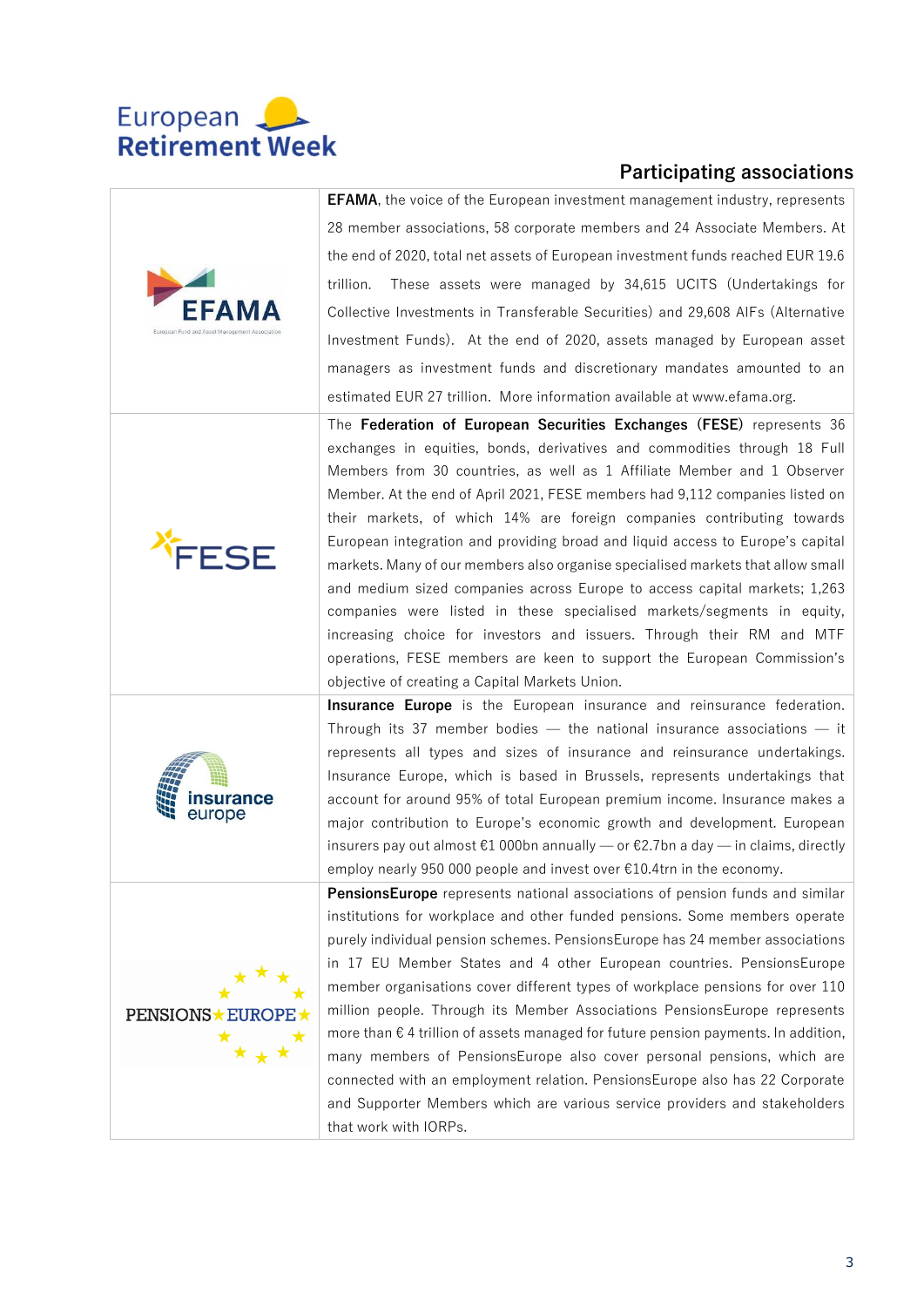European Retirement Week

## Participating associations

| | |
|---|---|
| EFAMA | **EFAMA**, the voice of the European investment management industry, represents 28 member associations, 58 corporate members and 24 Associate Members. At the end of 2020, total net assets of European investment funds reached EUR 19.6 trillion. These assets were managed by 34,615 UCITS (Undertakings for Collective Investments in Transferable Securities) and 29,608 AIFs (Alternative Investment Funds). At the end of 2020, assets managed by European asset managers as investment funds and discretionary mandates amounted to an estimated EUR 27 trillion. More information available at www.efama.org. |
| FESE | The **Federation of European Securities Exchanges** (**FESE**) represents 36 exchanges in equities, bonds, derivatives and commodities through 18 Full Members from 30 countries, as well as 1 Affiliate Member and 1 Observer Member. At the end of April 2021, FESE members had 9,112 companies listed on their markets, of which 14% are foreign companies contributing towards European integration and providing broad and liquid access to Europe's capital markets. Many of our members also organise specialised markets that allow small and medium sized companies across Europe to access capital markets; 1,263 companies were listed in these specialised markets/segments in equity, increasing choice for investors and issuers. Through their RM and MTF operations, FESE members are keen to support the European Commission's objective of creating a Capital Markets Union. |
| insurance europe | **Insurance Europe** is the European insurance and reinsurance federation. Through its 37 member bodies — the national insurance associations — it represents all types and sizes of insurance and reinsurance undertakings. Insurance Europe, which is based in Brussels, represents undertakings that account for around 95% of total European premium income. Insurance makes a major contribution to Europe's economic growth and development. European insurers pay out almost €1 000bn annually — or €2.7bn a day — in claims, directly employ nearly 950 000 people and invest over €10.4trn in the economy. |
| PENSIONS EUROPE | **PensionsEurope** represents national associations of pension funds and similar institutions for workplace and other funded pensions. Some members operate purely individual pension schemes. PensionsEurope has 24 member associations in 17 EU Member States and 4 other European countries. PensionsEurope member organisations cover different types of workplace pensions for over 110 million people. Through its Member Associations PensionsEurope represents more than € 4 trillion of assets managed for future pension payments. In addition, many members of PensionsEurope also cover personal pensions, which are connected with an employment relation. PensionsEurope also has 22 Corporate and Supporter Members which are various service providers and stakeholders that work with IORPs. |